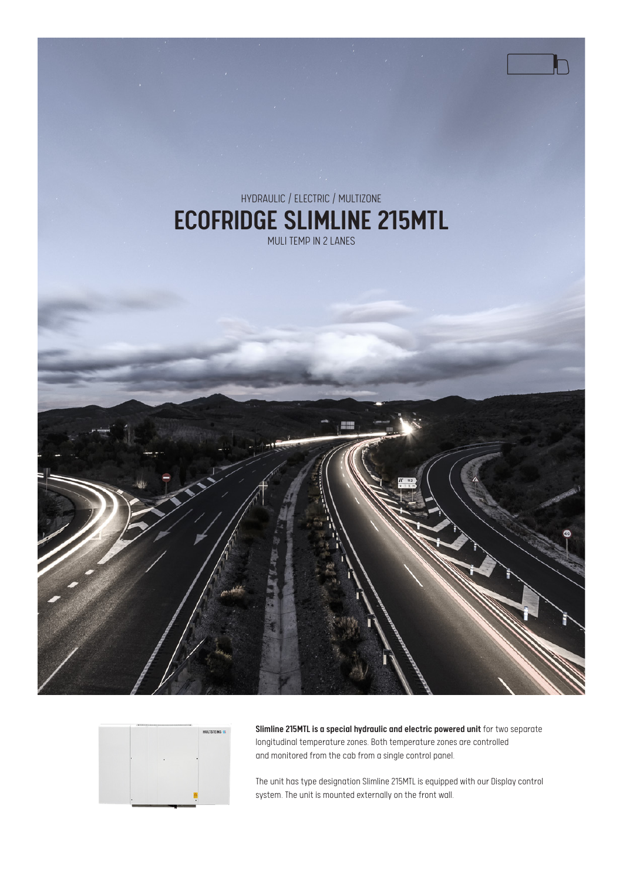HYDRAULIC / ELECTRIC / MULTIZONE

# ECOFRIDGE SLIMLINE 215MTL

MULI TEMP IN 2 LANES

**Slimline 215MTL is a special hydraulic and electric powered unit** for two separate longitudinal temperature zones. Both temperature zones are controlled and monitored from the cab from a single control panel.

The unit has type designation Slimline 215MTL is equipped with our Display control system. The unit is mounted externally on the front wall.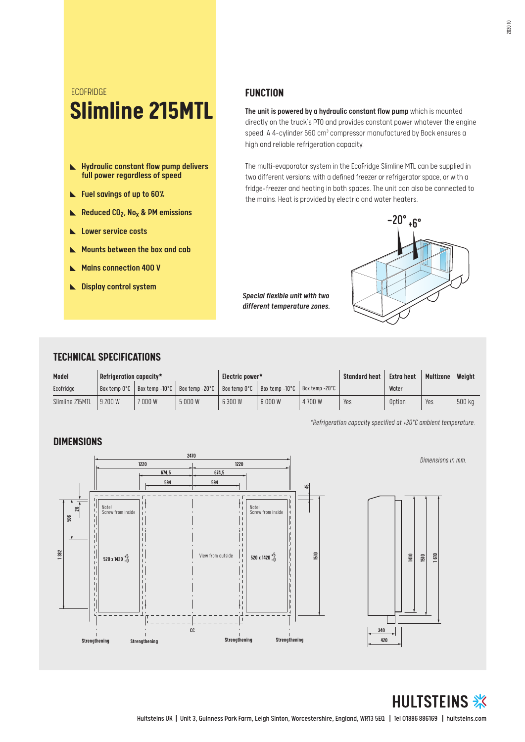ECOFRIDGE

# Slimline 215MTL

- **Hydraulic constant flow pump delivers full power regardless of speed**
- **Fuel savings of up to 60%**
- **Reduced $CO_2$, $No_x$ & PM emissions**
- **Lower service costs**
- **Mounts between the box and cab**
- **Mains connection 400 V**
- **Display control system**

## FUNCTION

**The unit is powered by a hydraulic constant flow pump** which is mounted directly on the truck's PTO and provides constant power whatever the engine speed. A 4-cylinder 560 $cm^3$ compressor manufactured by Bock ensures a high and reliable refrigeration capacity.

The multi-evaporator system in the EcoFridge Slimline MTL can be supplied in two different versions: with a defined freezer or refrigerator space, or with a fridge-freezer and heating in both spaces. The unit can also be connected to the mains. Heat is provided by electric and water heaters.

-20° +6°

***Special flexible unit with two different temperature zones.***

## TECHNICAL SPECIFICATIONS

| Model | Refrigeration capacity* | | | Electric power* | | | Standard heat | Extra heat | Multizone | Weight |
|---|---|---|---|---|---|---|---|---|---|---|
| Ecofridge | Box temp 0°C | Box temp -10°C | Box temp -20°C | Box temp 0°C | Box temp -10°C | Box temp -20°C | | Water | | |
| Slimline 215MTL | 9 200 W | 7 000 W | 5 000 W | 6 300 W | 6 000 W | 4 700 W | Yes | Option | Yes | 500 kg |

*\*Refrigeration capacity specified at +30°C ambient temperature.*

## DIMENSIONS

*Dimensions in mm.*

2470
1220
1220
674,5
674,5
594
594
45
26
506
1 382
1510
Note! Screw from inside
520 x 1420 $^{+5}_{-0}$
View from outside
Note! Screw from inside
520 x 1420 $^{+5}_{-0}$
CC
Strengthening
Strengthening
Strengthening
Strengthening
1410
1510
1 610
340
420

**HULTSTEINS**

Hultsteins UK | Unit 3, Guinness Park Farm, Leigh Sinton, Worcestershire, England, WR13 5EQ | Tel 01886 886169 | hultsteins.com